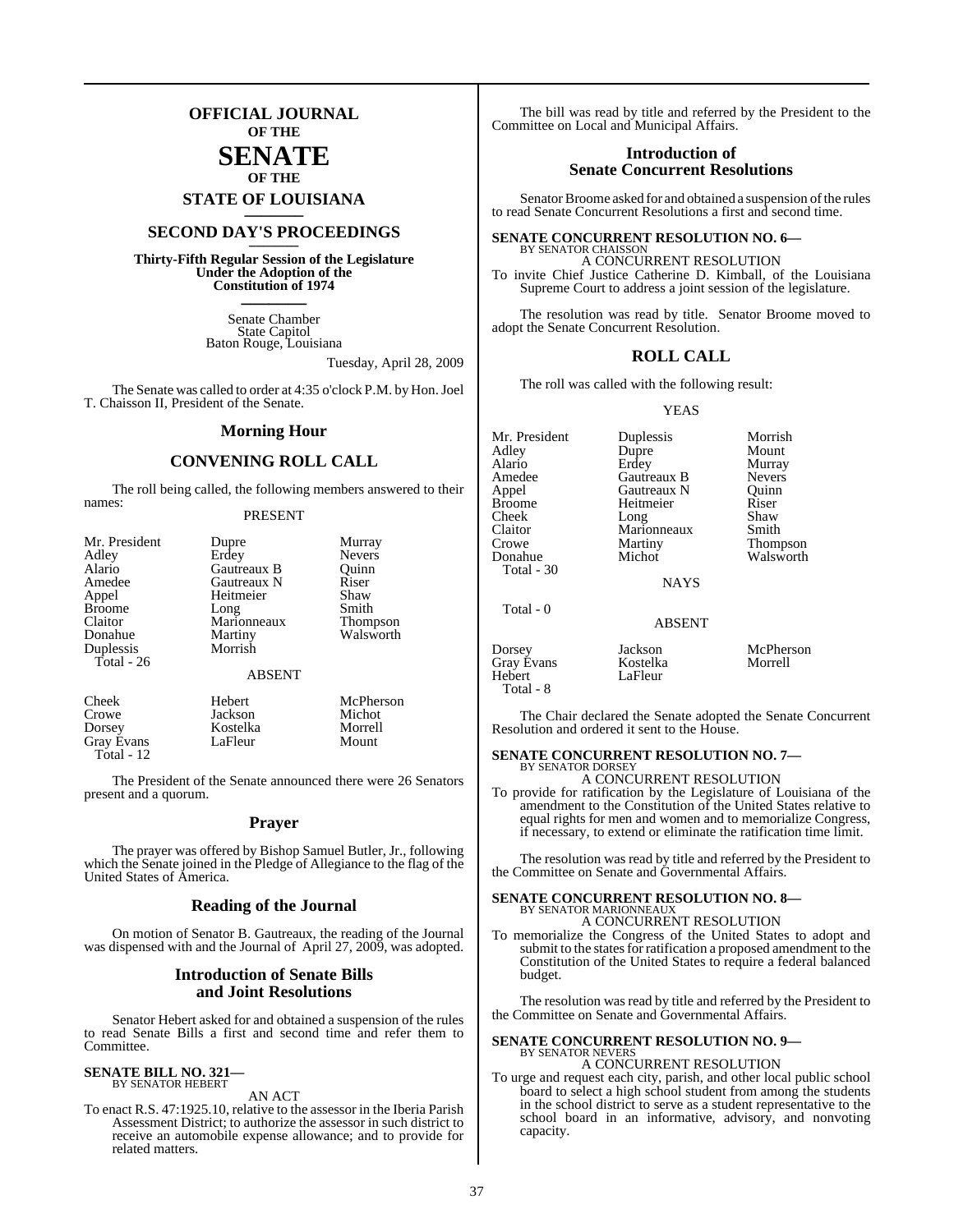# OFFICIAL JOURNAL
## OF THE
# SENATE
## OF THE
# STATE OF LOUISIANA

## SECOND DAY'S PROCEEDINGS

**Thirty-Fifth Regular Session of the Legislature Under the Adoption of the Constitution of 1974**

Senate Chamber
State Capitol
Baton Rouge, Louisiana

Tuesday, April 28, 2009

The Senate was called to order at 4:35 o'clock P.M. by Hon. Joel T. Chaisson II, President of the Senate.

## Morning Hour

## CONVENING ROLL CALL

The roll being called, the following members answered to their names:

PRESENT

| | | |
|---|---|---|
| Mr. President | Dupre | Murray |
| Adley | Erdey | Nevers |
| Alario | Gautreaux B | Quinn |
| Amedee | Gautreaux N | Riser |
| Appel | Heitmeier | Shaw |
| Broome | Long | Smith |
| Claitor | Marionneaux | Thompson |
| Donahue | Martiny | Walsworth |
| Duplessis | Morrish | |
| Total - 26 | | |

ABSENT

| | | |
|---|---|---|
| Cheek | Hebert | McPherson |
| Crowe | Jackson | Michot |
| Dorsey | Kostelka | Morrell |
| Gray Evans | LaFleur | Mount |
| Total - 12 | | |

The President of the Senate announced there were 26 Senators present and a quorum.

## Prayer

The prayer was offered by Bishop Samuel Butler, Jr., following which the Senate joined in the Pledge of Allegiance to the flag of the United States of America.

## Reading of the Journal

On motion of Senator B. Gautreaux, the reading of the Journal was dispensed with and the Journal of April 27, 2009, was adopted.

## Introduction of Senate Bills and Joint Resolutions

Senator Hebert asked for and obtained a suspension of the rules to read Senate Bills a first and second time and refer them to Committee.

**SENATE BILL NO. 321—**
BY SENATOR HEBERT

AN ACT

To enact R.S. 47:1925.10, relative to the assessor in the Iberia Parish Assessment District; to authorize the assessor in such district to receive an automobile expense allowance; and to provide for related matters.

The bill was read by title and referred by the President to the Committee on Local and Municipal Affairs.

## Introduction of Senate Concurrent Resolutions

Senator Broome asked for and obtained a suspension of the rules to read Senate Concurrent Resolutions a first and second time.

**SENATE CONCURRENT RESOLUTION NO. 6—**
BY SENATOR CHAISSON

A CONCURRENT RESOLUTION

To invite Chief Justice Catherine D. Kimball, of the Louisiana Supreme Court to address a joint session of the legislature.

The resolution was read by title. Senator Broome moved to adopt the Senate Concurrent Resolution.

## ROLL CALL

The roll was called with the following result:

YEAS

| | | |
|---|---|---|
| Mr. President | Duplessis | Morrish |
| Adley | Dupre | Mount |
| Alario | Erdey | Murray |
| Amedee | Gautreaux B | Nevers |
| Appel | Gautreaux N | Quinn |
| Broome | Heitmeier | Riser |
| Cheek | Long | Shaw |
| Claitor | Marionneaux | Smith |
| Crowe | Martiny | Thompson |
| Donahue | Michot | Walsworth |
| Total - 30 | | |

NAYS

Total - 0

ABSENT

| | | |
|---|---|---|
| Dorsey | Jackson | McPherson |
| Gray Evans | Kostelka | Morrell |
| Hebert | LaFleur | |
| Total - 8 | | |

The Chair declared the Senate adopted the Senate Concurrent Resolution and ordered it sent to the House.

**SENATE CONCURRENT RESOLUTION NO. 7—**
BY SENATOR DORSEY

A CONCURRENT RESOLUTION

To provide for ratification by the Legislature of Louisiana of the amendment to the Constitution of the United States relative to equal rights for men and women and to memorialize Congress, if necessary, to extend or eliminate the ratification time limit.

The resolution was read by title and referred by the President to the Committee on Senate and Governmental Affairs.

**SENATE CONCURRENT RESOLUTION NO. 8—**
BY SENATOR MARIONNEAUX

A CONCURRENT RESOLUTION

To memorialize the Congress of the United States to adopt and submit to the states for ratification a proposed amendment to the Constitution of the United States to require a federal balanced budget.

The resolution was read by title and referred by the President to the Committee on Senate and Governmental Affairs.

**SENATE CONCURRENT RESOLUTION NO. 9—**
BY SENATOR NEVERS

A CONCURRENT RESOLUTION

To urge and request each city, parish, and other local public school board to select a high school student from among the students in the school district to serve as a student representative to the school board in an informative, advisory, and nonvoting capacity.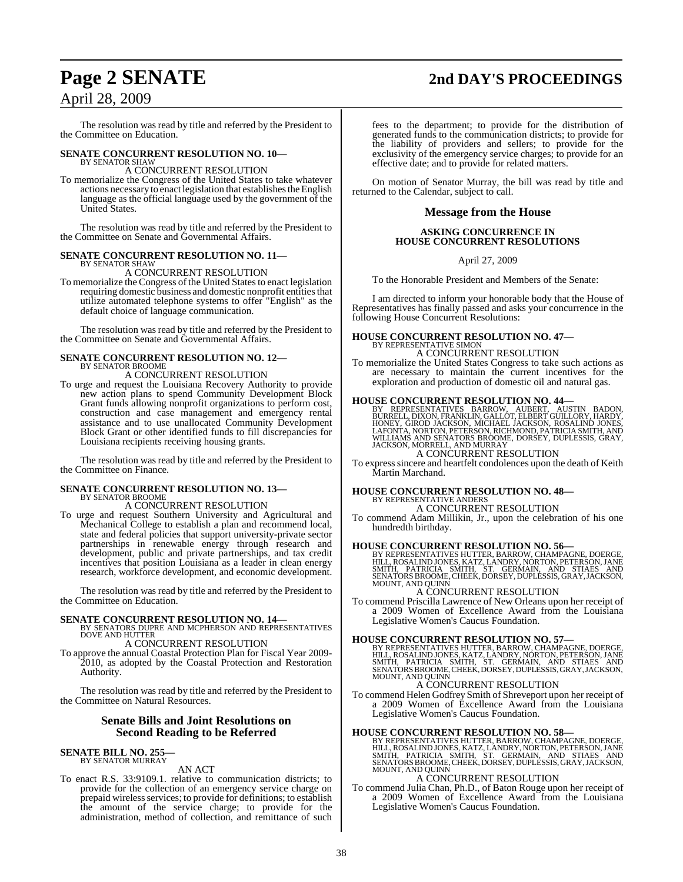The resolution was read by title and referred by the President to the Committee on Education.

**SENATE CONCURRENT RESOLUTION NO. 10—**
BY SENATOR SHAW

A CONCURRENT RESOLUTION

To memorialize the Congress of the United States to take whatever actions necessary to enact legislation that establishes the English language as the official language used by the government of the United States.

The resolution was read by title and referred by the President to the Committee on Senate and Governmental Affairs.

**SENATE CONCURRENT RESOLUTION NO. 11—**
BY SENATOR SHAW

A CONCURRENT RESOLUTION

To memorialize the Congress of the United States to enact legislation requiring domestic business and domestic nonprofit entities that utilize automated telephone systems to offer "English" as the default choice of language communication.

The resolution was read by title and referred by the President to the Committee on Senate and Governmental Affairs.

**SENATE CONCURRENT RESOLUTION NO. 12—**
BY SENATOR BROOME

A CONCURRENT RESOLUTION

To urge and request the Louisiana Recovery Authority to provide new action plans to spend Community Development Block Grant funds allowing nonprofit organizations to perform cost, construction and case management and emergency rental assistance and to use unallocated Community Development Block Grant or other identified funds to fill discrepancies for Louisiana recipients receiving housing grants.

The resolution was read by title and referred by the President to the Committee on Finance.

**SENATE CONCURRENT RESOLUTION NO. 13—**
BY SENATOR BROOME

A CONCURRENT RESOLUTION

To urge and request Southern University and Agricultural and Mechanical College to establish a plan and recommend local, state and federal policies that support university-private sector partnerships in renewable energy through research and development, public and private partnerships, and tax credit incentives that position Louisiana as a leader in clean energy research, workforce development, and economic development.

The resolution was read by title and referred by the President to the Committee on Education.

**SENATE CONCURRENT RESOLUTION NO. 14—**
BY SENATORS DUPRE AND MCPHERSON AND REPRESENTATIVES DOVE AND HUTTER

A CONCURRENT RESOLUTION

To approve the annual Coastal Protection Plan for Fiscal Year 2009-2010, as adopted by the Coastal Protection and Restoration Authority.

The resolution was read by title and referred by the President to the Committee on Natural Resources.

## Senate Bills and Joint Resolutions on Second Reading to be Referred

**SENATE BILL NO. 255—**
BY SENATOR MURRAY

AN ACT

To enact R.S. 33:9109.1. relative to communication districts; to provide for the collection of an emergency service charge on prepaid wireless services; to provide for definitions; to establish the amount of the service charge; to provide for the administration, method of collection, and remittance of such fees to the department; to provide for the distribution of generated funds to the communication districts; to provide for the liability of providers and sellers; to provide for the exclusivity of the emergency service charges; to provide for an effective date; and to provide for related matters.

On motion of Senator Murray, the bill was read by title and returned to the Calendar, subject to call.

## Message from the House

**ASKING CONCURRENCE IN HOUSE CONCURRENT RESOLUTIONS**

April 27, 2009

To the Honorable President and Members of the Senate:

I am directed to inform your honorable body that the House of Representatives has finally passed and asks your concurrence in the following House Concurrent Resolutions:

**HOUSE CONCURRENT RESOLUTION NO. 47—**
BY REPRESENTATIVE SIMON

A CONCURRENT RESOLUTION

To memorialize the United States Congress to take such actions as are necessary to maintain the current incentives for the exploration and production of domestic oil and natural gas.

**HOUSE CONCURRENT RESOLUTION NO. 44—**
BY REPRESENTATIVES BARROW, AUBERT, AUSTIN BADON, BURRELL, DIXON, FRANKLIN, GALLOT, ELBERT GUILLORY, HARDY, HONEY, GIROD JACKSON, MICHAEL JACKSON, ROSALIND JONES, LAFONTA, NORTON, PETERSON, RICHMOND, PATRICIA SMITH, AND WILLIAMS AND SENATORS BROOME, DORSEY, DUPLESSIS, GRAY, JACKSON, MORRELL, AND MURRAY

A CONCURRENT RESOLUTION

To express sincere and heartfelt condolences upon the death of Keith Martin Marchand.

**HOUSE CONCURRENT RESOLUTION NO. 48—**
BY REPRESENTATIVE ANDERS

A CONCURRENT RESOLUTION

To commend Adam Millikin, Jr., upon the celebration of his one hundredth birthday.

**HOUSE CONCURRENT RESOLUTION NO. 56—**
BY REPRESENTATIVES HUTTER, BARROW, CHAMPAGNE, DOERGE, HILL, ROSALIND JONES, KATZ, LANDRY, NORTON, PETERSON, JANE SMITH, PATRICIA SMITH, ST. GERMAIN, AND STIAES AND SENATORS BROOME, CHEEK, DORSEY, DUPLESSIS, GRAY, JACKSON, MOUNT, AND QUINN

A CONCURRENT RESOLUTION

To commend Priscilla Lawrence of New Orleans upon her receipt of a 2009 Women of Excellence Award from the Louisiana Legislative Women's Caucus Foundation.

**HOUSE CONCURRENT RESOLUTION NO. 57—**
BY REPRESENTATIVES HUTTER, BARROW, CHAMPAGNE, DOERGE, HILL, ROSALIND JONES, KATZ, LANDRY, NORTON, PETERSON, JANE SMITH, PATRICIA SMITH, ST. GERMAIN, AND STIAES AND SENATORS BROOME, CHEEK, DORSEY, DUPLESSIS, GRAY, JACKSON, MOUNT, AND QUINN

A CONCURRENT RESOLUTION

To commend Helen Godfrey Smith of Shreveport upon her receipt of a 2009 Women of Excellence Award from the Louisiana Legislative Women's Caucus Foundation.

**HOUSE CONCURRENT RESOLUTION NO. 58—**
BY REPRESENTATIVES HUTTER, BARROW, CHAMPAGNE, DOERGE, HILL, ROSALIND JONES, KATZ, LANDRY, NORTON, PETERSON, JANE SMITH, PATRICIA SMITH, ST. GERMAIN, AND STIAES AND SENATORS BROOME, CHEEK, DORSEY, DUPLESSIS, GRAY, JACKSON, MOUNT, AND QUINN

A CONCURRENT RESOLUTION

To commend Julia Chan, Ph.D., of Baton Rouge upon her receipt of a 2009 Women of Excellence Award from the Louisiana Legislative Women's Caucus Foundation.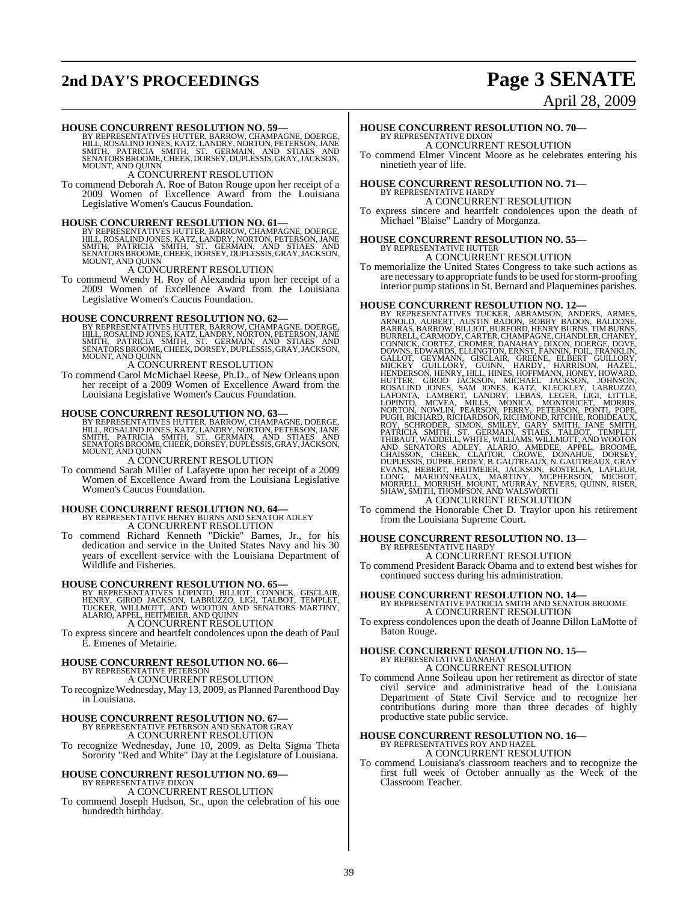**HOUSE CONCURRENT RESOLUTION NO. 59—**
BY REPRESENTATIVES HUTTER, BARROW, CHAMPAGNE, DOERGE, HILL, ROSALIND JONES, KATZ, LANDRY, NORTON, PETERSON, JANE SMITH, PATRICIA SMITH, ST. GERMAIN, AND STIAES AND SENATORS BROOME, CHEEK, DORSEY, DUPLESSIS, GRAY, JACKSON, MOUNT, AND QUINN

A CONCURRENT RESOLUTION

To commend Deborah A. Roe of Baton Rouge upon her receipt of a 2009 Women of Excellence Award from the Louisiana Legislative Women's Caucus Foundation.

**HOUSE CONCURRENT RESOLUTION NO. 61—**
BY REPRESENTATIVES HUTTER, BARROW, CHAMPAGNE, DOERGE, HILL, ROSALIND JONES, KATZ, LANDRY, NORTON, PETERSON, JANE SMITH, PATRICIA SMITH, ST. GERMAIN, AND STIAES AND SENATORS BROOME, CHEEK, DORSEY, DUPLESSIS, GRAY, JACKSON, MOUNT, AND QUINN

A CONCURRENT RESOLUTION

To commend Wendy H. Roy of Alexandria upon her receipt of a 2009 Women of Excellence Award from the Louisiana Legislative Women's Caucus Foundation.

**HOUSE CONCURRENT RESOLUTION NO. 62—**
BY REPRESENTATIVES HUTTER, BARROW, CHAMPAGNE, DOERGE, HILL, ROSALIND JONES, KATZ, LANDRY, NORTON, PETERSON, JANE SMITH, PATRICIA SMITH, ST. GERMAIN, AND STIAES AND SENATORS BROOME, CHEEK, DORSEY, DUPLESSIS, GRAY, JACKSON, MOUNT, AND QUINN

A CONCURRENT RESOLUTION

To commend Carol McMichael Reese, Ph.D., of New Orleans upon her receipt of a 2009 Women of Excellence Award from the Louisiana Legislative Women's Caucus Foundation.

**HOUSE CONCURRENT RESOLUTION NO. 63—**
BY REPRESENTATIVES HUTTER, BARROW, CHAMPAGNE, DOERGE, HILL, ROSALIND JONES, KATZ, LANDRY, NORTON, PETERSON, JANE SMITH, PATRICIA SMITH, ST. GERMAIN, AND STIAES AND SENATORS BROOME, CHEEK, DORSEY, DUPLESSIS, GRAY, JACKSON, MOUNT, AND QUINN

A CONCURRENT RESOLUTION

To commend Sarah Miller of Lafayette upon her receipt of a 2009 Women of Excellence Award from the Louisiana Legislative Women's Caucus Foundation.

**HOUSE CONCURRENT RESOLUTION NO. 64—**
BY REPRESENTATIVE HENRY BURNS AND SENATOR ADLEY

A CONCURRENT RESOLUTION

To commend Richard Kenneth "Dickie" Barnes, Jr., for his dedication and service in the United States Navy and his 30 years of excellent service with the Louisiana Department of Wildlife and Fisheries.

**HOUSE CONCURRENT RESOLUTION NO. 65—**
BY REPRESENTATIVES LOPINTO, BILLIOT, CONNICK, GISCLAIR, HENRY, GIROD JACKSON, LABRUZZO, LIGI, TALBOT, TEMPLET, TUCKER, WILLMOTT, AND WOOTON AND SENATORS MARTINY, ALARIO, APPEL, HEITMEIER, AND QUINN

A CONCURRENT RESOLUTION

To express sincere and heartfelt condolences upon the death of Paul E. Emenes of Metairie.

**HOUSE CONCURRENT RESOLUTION NO. 66—**
BY REPRESENTATIVE PETERSON

A CONCURRENT RESOLUTION

To recognize Wednesday, May 13, 2009, as Planned Parenthood Day in Louisiana.

**HOUSE CONCURRENT RESOLUTION NO. 67—**
BY REPRESENTATIVE PETERSON AND SENATOR GRAY

A CONCURRENT RESOLUTION

To recognize Wednesday, June 10, 2009, as Delta Sigma Theta Sorority "Red and White" Day at the Legislature of Louisiana.

**HOUSE CONCURRENT RESOLUTION NO. 69—**
BY REPRESENTATIVE DIXON

A CONCURRENT RESOLUTION

To commend Joseph Hudson, Sr., upon the celebration of his one hundredth birthday.

**HOUSE CONCURRENT RESOLUTION NO. 70—**
BY REPRESENTATIVE DIXON

A CONCURRENT RESOLUTION

To commend Elmer Vincent Moore as he celebrates entering his ninetieth year of life.

**HOUSE CONCURRENT RESOLUTION NO. 71—**
BY REPRESENTATIVE HARDY

A CONCURRENT RESOLUTION

To express sincere and heartfelt condolences upon the death of Michael "Blaise" Landry of Morganza.

**HOUSE CONCURRENT RESOLUTION NO. 55—**
BY REPRESENTATIVE HUTTER

A CONCURRENT RESOLUTION

To memorialize the United States Congress to take such actions as are necessary to appropriate funds to be used for storm-proofing interior pump stations in St. Bernard and Plaquemines parishes.

**HOUSE CONCURRENT RESOLUTION NO. 12—**
BY REPRESENTATIVES TUCKER, ABRAMSON, ANDERS, ARMES, ARNOLD, AUBERT, AUSTIN BADON, BOBBY BADON, BALDONE, BARRAS, BARROW, BILLIOT, BURFORD, HENRY BURNS, TIM BURNS, BURRELL, CARMODY, CARTER, CHAMPAGNE, CHANDLER, CHANEY, CONNICK, CORTEZ, CROMER, DANAHAY, DIXON, DOERGE, DOVE, DOWNS, EDWARDS, ELLINGTON, ERNST, FANNIN, FOIL, FRANKLIN, GALLOT, GEYMANN, GISCLAIR, GREENE, ELBERT GUILLORY, MICKEY GUILLORY, GUINN, HARDY, HARRISON, HAZEL, HENDERSON, HENRY, HILL, HINES, HOFFMANN, HONEY, HOWARD, HUTTER, GIROD JACKSON, MICHAEL JACKSON, JOHNSON, ROSALIND JONES, SAM JONES, KATZ, KLECKLEY, LABRUZZO, LAFONTA, LAMBERT, LANDRY, LEBAS, LEGER, LIGI, LITTLE, LOPINTO, MCVEA, MILLS, MONICA, MONTOUCET, MORRIS, NORTON, NOWLIN, PEARSON, PERRY, PETERSON, PONTI, POPE, PUGH, RICHARD, RICHARDSON, RICHMOND, RITCHIE, ROBIDEAUX, ROY, SCHRODER, SIMON, SMILEY, GARY SMITH, JANE SMITH, PATRICIA SMITH, ST. GERMAIN, STIAES, TALBOT, TEMPLET, THIBAUT, WADDELL, WHITE, WILLIAMS, WILLMOTT, AND WOOTON AND SENATORS ADLEY, ALARIO, AMEDEE, APPEL, BROOME, CHAISSON, CHEEK, CLAITOR, CROWE, DONAHUE, DORSEY, DUPLESSIS, DUPRE, ERDEY, B. GAUTREAUX, N. GAUTREAUX, GRAY EVANS, HEBERT, HEITMEIER, JACKSON, KOSTELKA, LAFLEUR, LONG, MARIONNEAUX, MARTINY, MCPHERSON, MICHOT, MORRELL, MORRISH, MOUNT, MURRAY, NEVERS, QUINN, RISER, SHAW, SMITH, THOMPSON, AND WALSWORTH

A CONCURRENT RESOLUTION

To commend the Honorable Chet D. Traylor upon his retirement from the Louisiana Supreme Court.

**HOUSE CONCURRENT RESOLUTION NO. 13—**
BY REPRESENTATIVE HARDY

A CONCURRENT RESOLUTION

To commend President Barack Obama and to extend best wishes for continued success during his administration.

**HOUSE CONCURRENT RESOLUTION NO. 14—**
BY REPRESENTATIVE PATRICIA SMITH AND SENATOR BROOME

A CONCURRENT RESOLUTION

To express condolences upon the death of Joanne Dillon LaMotte of Baton Rouge.

**HOUSE CONCURRENT RESOLUTION NO. 15—**
BY REPRESENTATIVE DANAHAY

A CONCURRENT RESOLUTION

To commend Anne Soileau upon her retirement as director of state civil service and administrative head of the Louisiana Department of State Civil Service and to recognize her contributions during more than three decades of highly productive state public service.

**HOUSE CONCURRENT RESOLUTION NO. 16—**
BY REPRESENTATIVES ROY AND HAZEL

A CONCURRENT RESOLUTION

To commend Louisiana's classroom teachers and to recognize the first full week of October annually as the Week of the Classroom Teacher.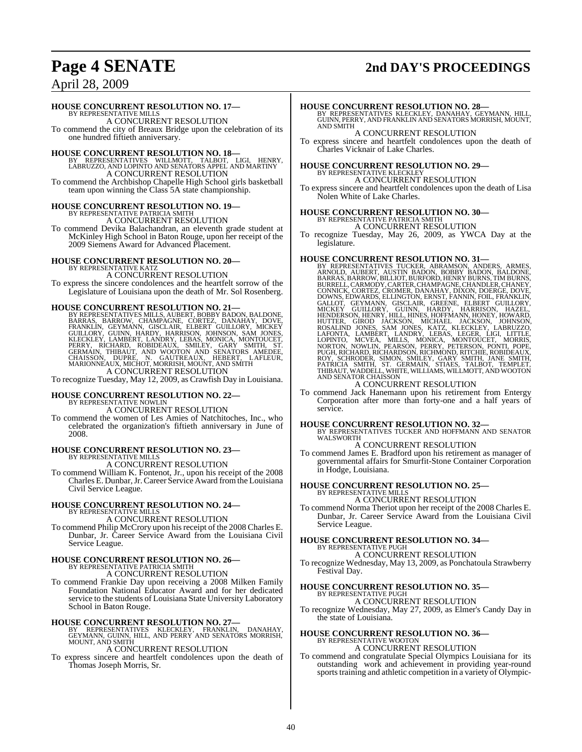### HOUSE CONCURRENT RESOLUTION NO. 17—

BY REPRESENTATIVE MILLS

A CONCURRENT RESOLUTION

To commend the city of Breaux Bridge upon the celebration of its one hundred fiftieth anniversary.

### HOUSE CONCURRENT RESOLUTION NO. 18—

BY REPRESENTATIVES WILLMOTT, TALBOT, LIGI, HENRY, LABRUZZO, AND LOPINTO AND SENATORS APPEL AND MARTINY

A CONCURRENT RESOLUTION

To commend the Archbishop Chapelle High School girls basketball team upon winning the Class 5A state championship.

### HOUSE CONCURRENT RESOLUTION NO. 19—

BY REPRESENTATIVE PATRICIA SMITH

A CONCURRENT RESOLUTION

To commend Devika Balachandran, an eleventh grade student at McKinley High School in Baton Rouge, upon her receipt of the 2009 Siemens Award for Advanced Placement.

### HOUSE CONCURRENT RESOLUTION NO. 20—

BY REPRESENTATIVE KATZ

A CONCURRENT RESOLUTION

To express the sincere condolences and the heartfelt sorrow of the Legislature of Louisiana upon the death of Mr. Sol Rosenberg.

### HOUSE CONCURRENT RESOLUTION NO. 21—

BY REPRESENTATIVES MILLS, AUBERT, BOBBY BADON, BALDONE, BARRAS, BARROW, CHAMPAGNE, CORTEZ, DANAHAY, DOVE, FRANKLIN, GEYMANN, GISCLAIR, ELBERT GUILLORY, MICKEY GUILLORY, GUINN, HARDY, HARRISON, JOHNSON, SAM JONES, KLECKLEY, LAMBERT, LANDRY, LEBAS, MONICA, MONTOUCET, PERRY, RICHARD, ROBIDEAUX, SMILEY, GARY SMITH, ST. GERMAIN, THIBAUT, AND WOOTON AND SENATORS AMEDEE, CHAISSON, DUPRE, N. GAUTREAUX, HEBERT, LAFLEUR, MARIONNEAUX, MICHOT, MORRISH, MOUNT, AND SMITH

A CONCURRENT RESOLUTION

To recognize Tuesday, May 12, 2009, as Crawfish Day in Louisiana.

### HOUSE CONCURRENT RESOLUTION NO. 22—

BY REPRESENTATIVE NOWLIN

A CONCURRENT RESOLUTION

To commend the women of Les Amies of Natchitoches, Inc., who celebrated the organization's fiftieth anniversary in June of 2008.

### HOUSE CONCURRENT RESOLUTION NO. 23—

BY REPRESENTATIVE MILLS

A CONCURRENT RESOLUTION

To commend William K. Fontenot, Jr., upon his receipt of the 2008 Charles E. Dunbar, Jr. Career Service Award from the Louisiana Civil Service League.

### HOUSE CONCURRENT RESOLUTION NO. 24—

BY REPRESENTATIVE MILLS

A CONCURRENT RESOLUTION

To commend Philip McCrory upon his receipt of the 2008 Charles E. Dunbar, Jr. Career Service Award from the Louisiana Civil Service League.

### HOUSE CONCURRENT RESOLUTION NO. 26—

BY REPRESENTATIVE PATRICIA SMITH

A CONCURRENT RESOLUTION

To commend Frankie Day upon receiving a 2008 Milken Family Foundation National Educator Award and for her dedicated service to the students of Louisiana State University Laboratory School in Baton Rouge.

### HOUSE CONCURRENT RESOLUTION NO. 27—

BY REPRESENTATIVES KLECKLEY, FRANKLIN, DANAHAY, GEYMANN, GUINN, HILL, AND PERRY AND SENATORS MORRISH, MOUNT, AND SMITH

A CONCURRENT RESOLUTION

To express sincere and heartfelt condolences upon the death of Thomas Joseph Morris, Sr.

### HOUSE CONCURRENT RESOLUTION NO. 28—

BY REPRESENTATIVES KLECKLEY, DANAHAY, GEYMANN, HILL, GUINN, PERRY, AND FRANKLIN AND SENATORS MORRISH, MOUNT, AND SMITH

A CONCURRENT RESOLUTION

To express sincere and heartfelt condolences upon the death of Charles Vicknair of Lake Charles.

### HOUSE CONCURRENT RESOLUTION NO. 29—

BY REPRESENTATIVE KLECKLEY

A CONCURRENT RESOLUTION

To express sincere and heartfelt condolences upon the death of Lisa Nolen White of Lake Charles.

### HOUSE CONCURRENT RESOLUTION NO. 30—

BY REPRESENTATIVE PATRICIA SMITH

A CONCURRENT RESOLUTION

To recognize Tuesday, May 26, 2009, as YWCA Day at the legislature.

### HOUSE CONCURRENT RESOLUTION NO. 31—

BY REPRESENTATIVES TUCKER, ABRAMSON, ANDERS, ARMES, ARNOLD, AUBERT, AUSTIN BADON, BOBBY BADON, BALDONE, BARRAS, BARROW, BILLIOT, BURFORD, HENRY BURNS, TIM BURNS, BURRELL, CARMODY, CARTER, CHAMPAGNE, CHANDLER, CHANEY, CONNICK, CORTEZ, CROMER, DANAHAY, DIXON, DOERGE, DOVE, DOWNS, EDWARDS, ELLINGTON, ERNST, FANNIN, FOIL, FRANKLIN, GALLOT, GEYMANN, GISCLAIR, GREENE, ELBERT GUILLORY, MICKEY GUILLORY, GUINN, HARDY, HARRISON, HAZEL, HENDERSON, HENRY, HILL, HINES, HOFFMANN, HONEY, HOWARD, HUTTER, GIROD JACKSON, MICHAEL JACKSON, JOHNSON, ROSALIND JONES, SAM JONES, KATZ, KLECKLEY, LABRUZZO, LAFONTA, LAMBERT, LANDRY, LEBAS, LEGER, LIGI, LITTLE, LOPINTO, MCVEA, MILLS, MONICA, MONTOUCET, MORRIS, NORTON, NOWLIN, PEARSON, PERRY, PETERSON, PONTI, POPE, PUGH, RICHARD, RICHARDSON, RICHMOND, RITCHIE, ROBIDEAUX, ROY, SCHRODER, SIMON, SMILEY, GARY SMITH, JANE SMITH, PATRICIA SMITH, ST. GERMAIN, STIAES, TALBOT, TEMPLET, THIBAUT, WADDELL, WHITE, WILLIAMS, WILLMOTT, AND WOOTON AND SENATOR CHAISSON

A CONCURRENT RESOLUTION

To commend Jack Hanemann upon his retirement from Entergy Corporation after more than forty-one and a half years of service.

### HOUSE CONCURRENT RESOLUTION NO. 32—

BY REPRESENTATIVES TUCKER AND HOFFMANN AND SENATOR WALSWORTH

A CONCURRENT RESOLUTION

To commend James E. Bradford upon his retirement as manager of governmental affairs for Smurfit-Stone Container Corporation in Hodge, Louisiana.

### HOUSE CONCURRENT RESOLUTION NO. 25—

BY REPRESENTATIVE MILLS

A CONCURRENT RESOLUTION

To commend Norma Theriot upon her receipt of the 2008 Charles E. Dunbar, Jr. Career Service Award from the Louisiana Civil Service League.

### HOUSE CONCURRENT RESOLUTION NO. 34—

BY REPRESENTATIVE PUGH

A CONCURRENT RESOLUTION

To recognize Wednesday, May 13, 2009, as Ponchatoula Strawberry Festival Day.

### HOUSE CONCURRENT RESOLUTION NO. 35—

BY REPRESENTATIVE PUGH

A CONCURRENT RESOLUTION

To recognize Wednesday, May 27, 2009, as Elmer's Candy Day in the state of Louisiana.

### HOUSE CONCURRENT RESOLUTION NO. 36—

BY REPRESENTATIVE WOOTON

A CONCURRENT RESOLUTION

To commend and congratulate Special Olympics Louisiana for its outstanding work and achievement in providing year-round sports training and athletic competition in a variety of Olympic-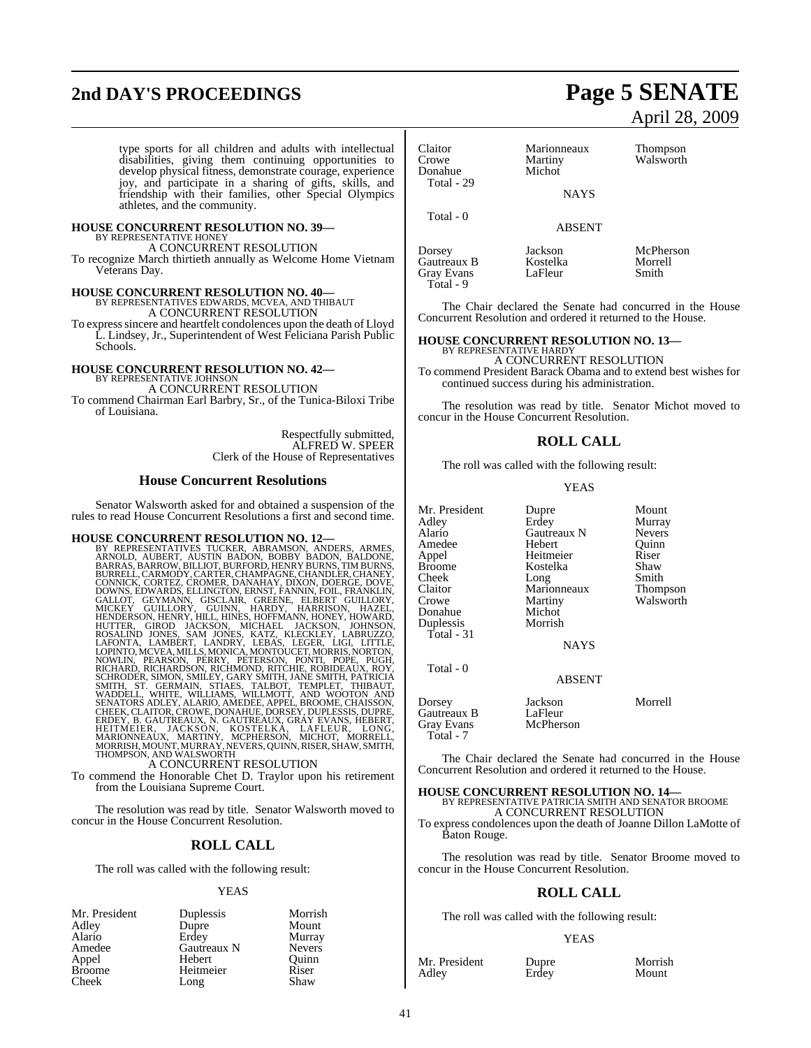type sports for all children and adults with intellectual disabilities, giving them continuing opportunities to develop physical fitness, demonstrate courage, experience joy, and participate in a sharing of gifts, skills, and friendship with their families, other Special Olympics athletes, and the community.

**HOUSE CONCURRENT RESOLUTION NO. 39—**
BY REPRESENTATIVE HONEY
A CONCURRENT RESOLUTION
To recognize March thirtieth annually as Welcome Home Vietnam Veterans Day.

**HOUSE CONCURRENT RESOLUTION NO. 40—**
BY REPRESENTATIVES EDWARDS, MCVEA, AND THIBAUT
A CONCURRENT RESOLUTION
To express sincere and heartfelt condolences upon the death of Lloyd L. Lindsey, Jr., Superintendent of West Feliciana Parish Public Schools.

**HOUSE CONCURRENT RESOLUTION NO. 42—**
BY REPRESENTATIVE JOHNSON
A CONCURRENT RESOLUTION
To commend Chairman Earl Barbry, Sr., of the Tunica-Biloxi Tribe of Louisiana.

Respectfully submitted,
ALFRED W. SPEER
Clerk of the House of Representatives

## House Concurrent Resolutions

Senator Walsworth asked for and obtained a suspension of the rules to read House Concurrent Resolutions a first and second time.

**HOUSE CONCURRENT RESOLUTION NO. 12—**
BY REPRESENTATIVES TUCKER, ABRAMSON, ANDERS, ARMES, ARNOLD, AUBERT, AUSTIN BADON, BOBBY BADON, BALDONE, BARRAS, BARROW, BILLIOT, BURFORD, HENRY BURNS, TIM BURNS, BURRELL, CARMODY, CARTER, CHAMPAGNE, CHANDLER, CHANEY, CONNICK, CORTEZ, CROMER, DANAHAY, DIXON, DOERGE, DOVE, DOWNS, EDWARDS, ELLINGTON, ERNST, FANNIN, FOIL, FRANKLIN, GALLOT, GEYMANN, GISCLAIR, GREENE, ELBERT GUILLORY, MICKEY GUILLORY, GUINN, HARDY, HARRISON, HAZEL, HENDERSON, HENRY, HILL, HINES, HOFFMANN, HONEY, HOWARD, HUTTER, GIROD JACKSON, MICHAEL JACKSON, JOHNSON, ROSALIND JONES, SAM JONES, KATZ, KLECKLEY, LABRUZZO, LAFONTA, LAMBERT, LANDRY, LEBAS, LEGER, LIGI, LITTLE, LOPINTO, MCVEA, MILLS, MONICA, MONTOUCET, MORRIS, NORTON, NOWLIN, PEARSON, PERRY, PETERSON, PONTI, POPE, PUGH, RICHARD, RICHARDSON, RICHMOND, RITCHIE, ROBIDEAUX, ROY, SCHRODER, SIMON, SMILEY, GARY SMITH, JANE SMITH, PATRICIA SMITH, ST. GERMAIN, STIAES, TALBOT, TEMPLET, THIBAUT, WADDELL, WHITE, WILLIAMS, WILLMOTT, AND WOOTON AND SENATORS ADLEY, ALARIO, AMEDEE, APPEL, BROOME, CHAISSON, CHEEK, CLAITOR, CROWE, DONAHUE, DORSEY, DUPLESSIS, DUPRE, ERDEY, B. GAUTREAUX, N. GAUTREAUX, GRAY EVANS, HEBERT, HEITMEIER, JACKSON, KOSTELKA, LAFLEUR, LONG, MARIONNEAUX, MARTINY, MCPHERSON, MICHOT, MORRELL, MORRISH, MOUNT, MURRAY, NEVERS, QUINN, RISER, SHAW, SMITH, THOMPSON, AND WALSWORTH
A CONCURRENT RESOLUTION
To commend the Honorable Chet D. Traylor upon his retirement from the Louisiana Supreme Court.

The resolution was read by title. Senator Walsworth moved to concur in the House Concurrent Resolution.

## ROLL CALL

The roll was called with the following result:

YEAS

| | | |
|---|---|---|
| Mr. President | Duplessis | Morrish |
| Adley | Dupre | Mount |
| Alario | Erdey | Murray |
| Amedee | Gautreaux N | Nevers |
| Appel | Hebert | Quinn |
| Broome | Heitmeier | Riser |
| Cheek | Long | Shaw |
| Claitor | Marionneaux | Thompson |
| Crowe | Martiny | Walsworth |
| Donahue | Michot | |
| Total - 29 | | |

NAYS

Total - 0

ABSENT

| | | |
|---|---|---|
| Dorsey | Jackson | McPherson |
| Gautreaux B | Kostelka | Morrell |
| Gray Evans | LaFleur | Smith |
| Total - 9 | | |

The Chair declared the Senate had concurred in the House Concurrent Resolution and ordered it returned to the House.

**HOUSE CONCURRENT RESOLUTION NO. 13—**
BY REPRESENTATIVE HARDY
A CONCURRENT RESOLUTION
To commend President Barack Obama and to extend best wishes for continued success during his administration.

The resolution was read by title. Senator Michot moved to concur in the House Concurrent Resolution.

## ROLL CALL

The roll was called with the following result:

YEAS

| | | |
|---|---|---|
| Mr. President | Dupre | Mount |
| Adley | Erdey | Murray |
| Alario | Gautreaux N | Nevers |
| Amedee | Hebert | Quinn |
| Appel | Heitmeier | Riser |
| Broome | Kostelka | Shaw |
| Cheek | Long | Smith |
| Claitor | Marionneaux | Thompson |
| Crowe | Martiny | Walsworth |
| Donahue | Michot | |
| Duplessis | Morrish | |
| Total - 31 | | |

NAYS

Total - 0

ABSENT

| | | |
|---|---|---|
| Dorsey | Jackson | Morrell |
| Gautreaux B | LaFleur | |
| Gray Evans | McPherson | |
| Total - 7 | | |

The Chair declared the Senate had concurred in the House Concurrent Resolution and ordered it returned to the House.

**HOUSE CONCURRENT RESOLUTION NO. 14—**
BY REPRESENTATIVE PATRICIA SMITH AND SENATOR BROOME
A CONCURRENT RESOLUTION
To express condolences upon the death of Joanne Dillon LaMotte of Baton Rouge.

The resolution was read by title. Senator Broome moved to concur in the House Concurrent Resolution.

## ROLL CALL

The roll was called with the following result:

YEAS

| | | |
|---|---|---|
| Mr. President | Dupre | Morrish |
| Adley | Erdey | Mount |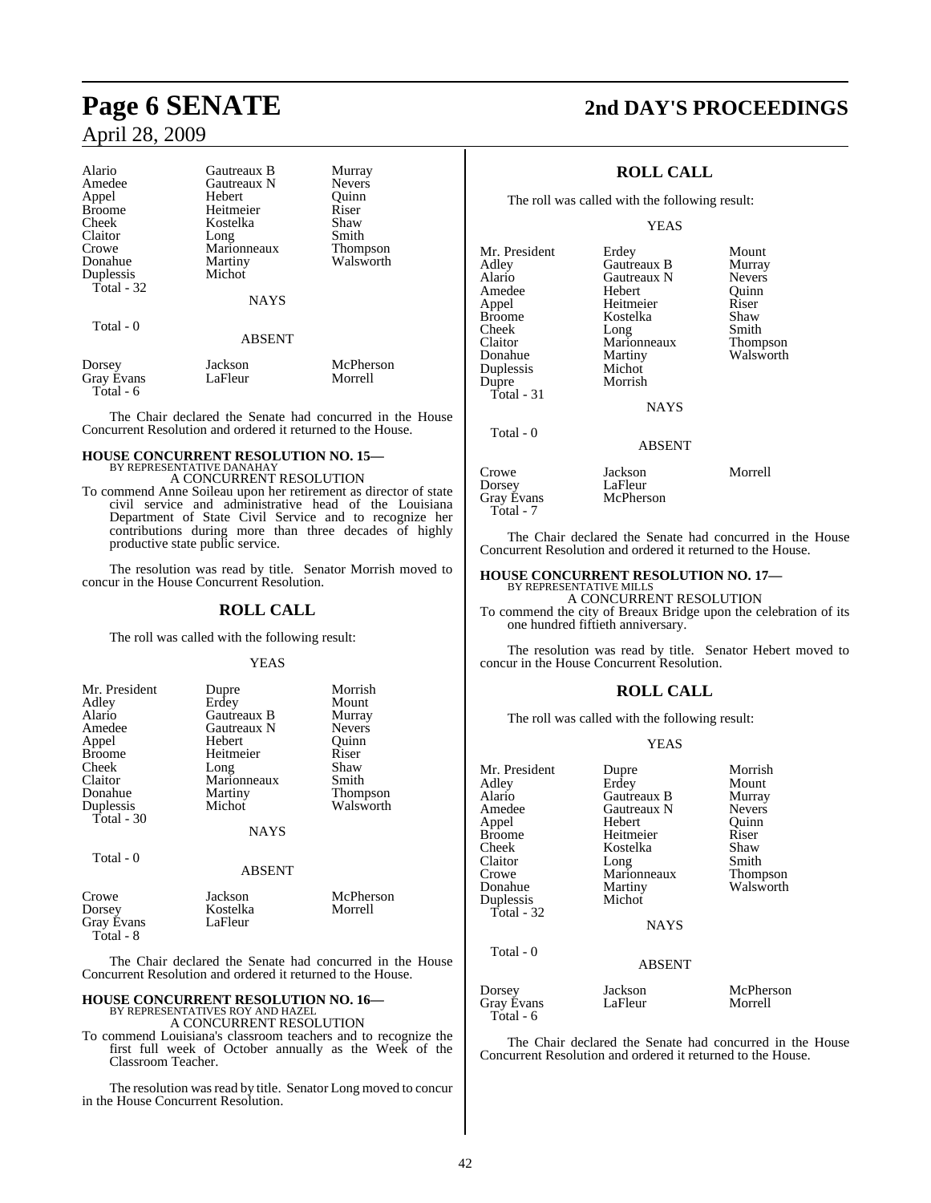| | | |
|---|---|---|
| Alario | Gautreaux B | Murray |
| Amedee | Gautreaux N | Nevers |
| Appel | Hebert | Quinn |
| Broome | Heitmeier | Riser |
| Cheek | Kostelka | Shaw |
| Claitor | Long | Smith |
| Crowe | Marionneaux | Thompson |
| Donahue | Martiny | Walsworth |
| Duplessis | Michot | |
| Total - 32 | | |

NAYS

Total - 0

ABSENT

| | | |
|---|---|---|
| Dorsey | Jackson | McPherson |
| Gray Evans | LaFleur | Morrell |
| Total - 6 | | |

The Chair declared the Senate had concurred in the House Concurrent Resolution and ordered it returned to the House.

**HOUSE CONCURRENT RESOLUTION NO. 15—**
BY REPRESENTATIVE DANAHAY
A CONCURRENT RESOLUTION

To commend Anne Soileau upon her retirement as director of state civil service and administrative head of the Louisiana Department of State Civil Service and to recognize her contributions during more than three decades of highly productive state public service.

The resolution was read by title. Senator Morrish moved to concur in the House Concurrent Resolution.

## ROLL CALL

The roll was called with the following result:

YEAS

| | | |
|---|---|---|
| Mr. President | Dupre | Morrish |
| Adley | Erdey | Mount |
| Alario | Gautreaux B | Murray |
| Amedee | Gautreaux N | Nevers |
| Appel | Hebert | Quinn |
| Broome | Heitmeier | Riser |
| Cheek | Long | Shaw |
| Claitor | Marionneaux | Smith |
| Donahue | Martiny | Thompson |
| Duplessis | Michot | Walsworth |
| Total - 30 | | |

NAYS

Total - 0

ABSENT

| | | |
|---|---|---|
| Crowe | Jackson | McPherson |
| Dorsey | Kostelka | Morrell |
| Gray Evans | LaFleur | |
| Total - 8 | | |

The Chair declared the Senate had concurred in the House Concurrent Resolution and ordered it returned to the House.

**HOUSE CONCURRENT RESOLUTION NO. 16—**
BY REPRESENTATIVES ROY AND HAZEL
A CONCURRENT RESOLUTION

To commend Louisiana's classroom teachers and to recognize the first full week of October annually as the Week of the Classroom Teacher.

The resolution was read by title. Senator Long moved to concur in the House Concurrent Resolution.

## ROLL CALL

The roll was called with the following result:

YEAS

| | | |
|---|---|---|
| Mr. President | Erdey | Mount |
| Adley | Gautreaux B | Murray |
| Alario | Gautreaux N | Nevers |
| Amedee | Hebert | Quinn |
| Appel | Heitmeier | Riser |
| Broome | Kostelka | Shaw |
| Cheek | Long | Smith |
| Claitor | Marionneaux | Thompson |
| Donahue | Martiny | Walsworth |
| Duplessis | Michot | |
| Dupre | Morrish | |
| Total - 31 | | |

NAYS

Total - 0

ABSENT

| | | |
|---|---|---|
| Crowe | Jackson | Morrell |
| Dorsey | LaFleur | |
| Gray Evans | McPherson | |
| Total - 7 | | |

The Chair declared the Senate had concurred in the House Concurrent Resolution and ordered it returned to the House.

**HOUSE CONCURRENT RESOLUTION NO. 17—**
BY REPRESENTATIVE MILLS
A CONCURRENT RESOLUTION

To commend the city of Breaux Bridge upon the celebration of its one hundred fiftieth anniversary.

The resolution was read by title. Senator Hebert moved to concur in the House Concurrent Resolution.

## ROLL CALL

The roll was called with the following result:

YEAS

| | | |
|---|---|---|
| Mr. President | Dupre | Morrish |
| Adley | Erdey | Mount |
| Alario | Gautreaux B | Murray |
| Amedee | Gautreaux N | Nevers |
| Appel | Hebert | Quinn |
| Broome | Heitmeier | Riser |
| Cheek | Kostelka | Shaw |
| Claitor | Long | Smith |
| Crowe | Marionneaux | Thompson |
| Donahue | Martiny | Walsworth |
| Duplessis | Michot | |
| Total - 32 | | |

NAYS

Total - 0

ABSENT

| | | |
|---|---|---|
| Dorsey | Jackson | McPherson |
| Gray Evans | LaFleur | Morrell |
| Total - 6 | | |

The Chair declared the Senate had concurred in the House Concurrent Resolution and ordered it returned to the House.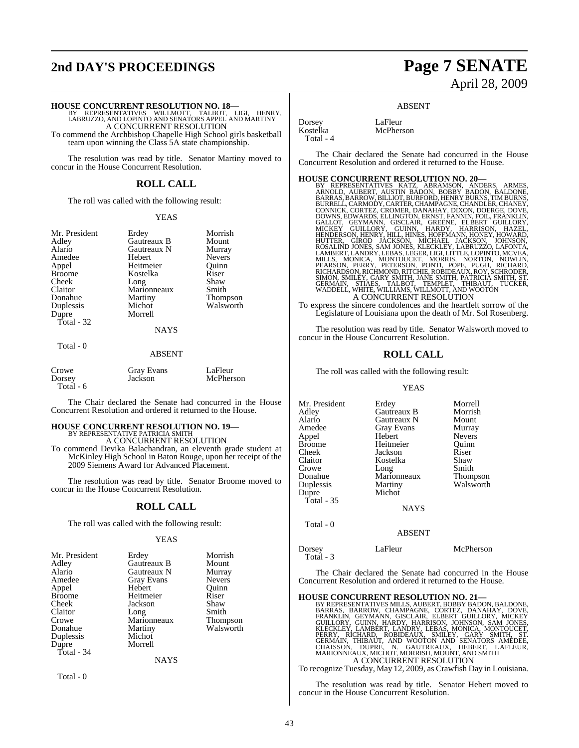**HOUSE CONCURRENT RESOLUTION NO. 18—**
BY REPRESENTATIVES WILLMOTT, TALBOT, LIGI, HENRY, LABRUZZO, AND LOPINTO AND SENATORS APPEL AND MARTINY
A CONCURRENT RESOLUTION
To commend the Archbishop Chapelle High School girls basketball team upon winning the Class 5A state championship.

The resolution was read by title. Senator Martiny moved to concur in the House Concurrent Resolution.

## ROLL CALL

The roll was called with the following result:

YEAS

| | | |
|---|---|---|
| Mr. President | Erdey | Morrish |
| Adley | Gautreaux B | Mount |
| Alario | Gautreaux N | Murray |
| Amedee | Hebert | Nevers |
| Appel | Heitmeier | Quinn |
| Broome | Kostelka | Riser |
| Cheek | Long | Shaw |
| Claitor | Marionneaux | Smith |
| Donahue | Martiny | Thompson |
| Duplessis | Michot | Walsworth |
| Dupre | Morrell | |

Total - 32

NAYS

Total - 0

ABSENT

| | | |
|---|---|---|
| Crowe | Gray Evans | LaFleur |
| Dorsey | Jackson | McPherson |

Total - 6

The Chair declared the Senate had concurred in the House Concurrent Resolution and ordered it returned to the House.

**HOUSE CONCURRENT RESOLUTION NO. 19—**
BY REPRESENTATIVE PATRICIA SMITH
A CONCURRENT RESOLUTION
To commend Devika Balachandran, an eleventh grade student at McKinley High School in Baton Rouge, upon her receipt of the 2009 Siemens Award for Advanced Placement.

The resolution was read by title. Senator Broome moved to concur in the House Concurrent Resolution.

## ROLL CALL

The roll was called with the following result:

YEAS

| | | |
|---|---|---|
| Mr. President | Erdey | Morrish |
| Adley | Gautreaux B | Mount |
| Alario | Gautreaux N | Murray |
| Amedee | Gray Evans | Nevers |
| Appel | Hebert | Quinn |
| Broome | Heitmeier | Riser |
| Cheek | Jackson | Shaw |
| Claitor | Long | Smith |
| Crowe | Marionneaux | Thompson |
| Donahue | Martiny | Walsworth |
| Duplessis | Michot | |
| Dupre | Morrell | |

Total - 34

NAYS

Total - 0

ABSENT

| | |
|---|---|
| Dorsey | LaFleur |
| Kostelka | McPherson |

Total - 4

The Chair declared the Senate had concurred in the House Concurrent Resolution and ordered it returned to the House.

**HOUSE CONCURRENT RESOLUTION NO. 20—**
BY REPRESENTATIVES KATZ, ABRAMSON, ANDERS, ARMES, ARNOLD, AUBERT, AUSTIN BADON, BOBBY BADON, BALDONE, BARRAS, BARROW, BILLIOT, BURFORD, HENRY BURNS, TIM BURNS, BURRELL, CARMODY, CARTER, CHAMPAGNE, CHANDLER, CHANEY, CONNICK, CORTEZ, CROMER, DANAHAY, DIXON, DOERGE, DOVE, DOWNS, EDWARDS, ELLINGTON, ERNST, FANNIN, FOIL, FRANKLIN, GALLOT, GEYMANN, GISCLAIR, GREENE, ELBERT GUILLORY, MICKEY GUILLORY, GUINN, HARDY, HARRISON, HAZEL, HENDERSON, HENRY, HILL, HINES, HOFFMANN, HONEY, HOWARD, HUTTER, GIROD JACKSON, MICHAEL JACKSON, JOHNSON, ROSALIND JONES, SAM JONES, KLECKLEY, LABRUZZO, LAFONTA, LAMBERT, LANDRY, LEBAS, LEGER, LIGI, LITTLE, LOPINTO, MCVEA, MILLS, MONICA, MONTOUCET, MORRIS, NORTON, NOWLIN, PEARSON, PERRY, PETERSON, PONTI, POPE, PUGH, RICHARD, RICHARDSON, RICHMOND, RITCHIE, ROBIDEAUX, ROY, SCHRODER, SIMON, SMILEY, GARY SMITH, JANE SMITH, PATRICIA SMITH, ST. GERMAIN, STIAES, TALBOT, TEMPLET, THIBAUT, TUCKER, WADDELL, WHITE, WILLIAMS, WILLMOTT, AND WOOTON
A CONCURRENT RESOLUTION
To express the sincere condolences and the heartfelt sorrow of the Legislature of Louisiana upon the death of Mr. Sol Rosenberg.

The resolution was read by title. Senator Walsworth moved to concur in the House Concurrent Resolution.

## ROLL CALL

The roll was called with the following result:

YEAS

| | | |
|---|---|---|
| Mr. President | Erdey | Morrell |
| Adley | Gautreaux B | Morrish |
| Alario | Gautreaux N | Mount |
| Amedee | Gray Evans | Murray |
| Appel | Hebert | Nevers |
| Broome | Heitmeier | Quinn |
| Cheek | Jackson | Riser |
| Claitor | Kostelka | Shaw |
| Crowe | Long | Smith |
| Donahue | Marionneaux | Thompson |
| Duplessis | Martiny | Walsworth |
| Dupre | Michot | |

Total - 35

NAYS

Total - 0

ABSENT

| | | |
|---|---|---|
| Dorsey | LaFleur | McPherson |

Total - 3

The Chair declared the Senate had concurred in the House Concurrent Resolution and ordered it returned to the House.

**HOUSE CONCURRENT RESOLUTION NO. 21—**
BY REPRESENTATIVES MILLS, AUBERT, BOBBY BADON, BALDONE, BARRAS, BARROW, CHAMPAGNE, CORTEZ, DANAHAY, DOVE, FRANKLIN, GEYMANN, GISCLAIR, ELBERT GUILLORY, MICKEY GUILLORY, GUINN, HARDY, HARRISON, JOHNSON, SAM JONES, KLECKLEY, LAMBERT, LANDRY, LEBAS, MONICA, MONTOUCET, PERRY, RICHARD, ROBIDEAUX, SMILEY, GARY SMITH, ST. GERMAIN, THIBAUT, AND WOOTON AND SENATORS AMEDEE, CHAISSON, DUPRE, N. GAUTREAUX, HEBERT, LAFLEUR, MARIONNEAUX, MICHOT, MORRISH, MOUNT, AND SMITH
A CONCURRENT RESOLUTION
To recognize Tuesday, May 12, 2009, as Crawfish Day in Louisiana.

The resolution was read by title. Senator Hebert moved to concur in the House Concurrent Resolution.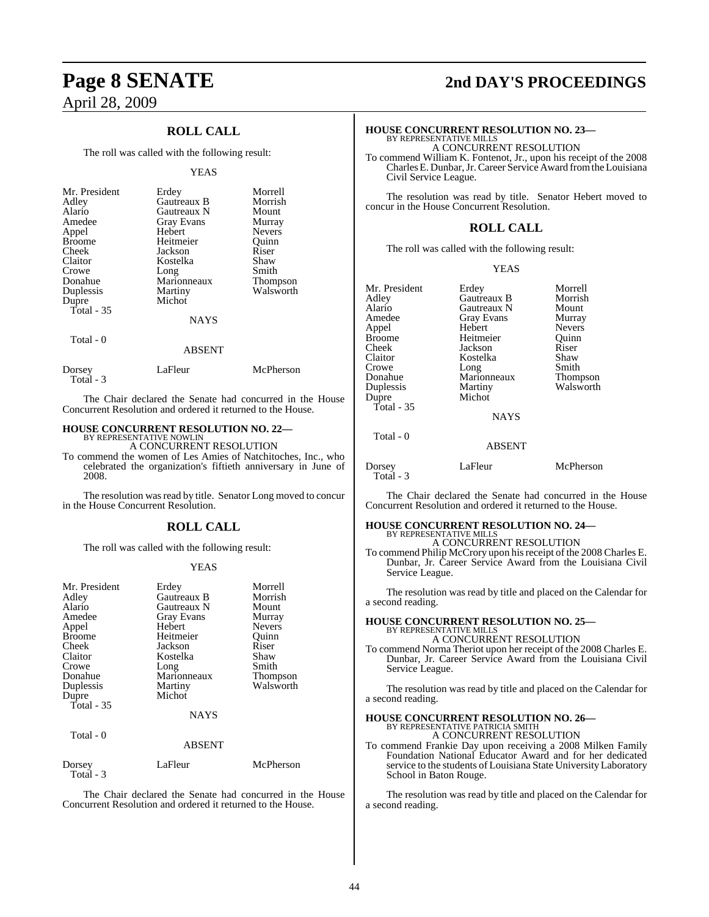## ROLL CALL

The roll was called with the following result:

YEAS

| | | |
|---|---|---|
| Mr. President | Erdey | Morrell |
| Adley | Gautreaux B | Morrish |
| Alario | Gautreaux N | Mount |
| Amedee | Gray Evans | Murray |
| Appel | Hebert | Nevers |
| Broome | Heitmeier | Quinn |
| Cheek | Jackson | Riser |
| Claitor | Kostelka | Shaw |
| Crowe | Long | Smith |
| Donahue | Marionneaux | Thompson |
| Duplessis | Martiny | Walsworth |
| Dupre | Michot | |
| Total - 35 | | |

NAYS

Total - 0

ABSENT

| | | |
|---|---|---|
| Dorsey | LaFleur | McPherson |
| Total - 3 | | |

The Chair declared the Senate had concurred in the House Concurrent Resolution and ordered it returned to the House.

### HOUSE CONCURRENT RESOLUTION NO. 22—
BY REPRESENTATIVE NOWLIN

A CONCURRENT RESOLUTION

To commend the women of Les Amies of Natchitoches, Inc., who celebrated the organization's fiftieth anniversary in June of 2008.

The resolution was read by title. Senator Long moved to concur in the House Concurrent Resolution.

## ROLL CALL

The roll was called with the following result:

YEAS

| | | |
|---|---|---|
| Mr. President | Erdey | Morrell |
| Adley | Gautreaux B | Morrish |
| Alario | Gautreaux N | Mount |
| Amedee | Gray Evans | Murray |
| Appel | Hebert | Nevers |
| Broome | Heitmeier | Quinn |
| Cheek | Jackson | Riser |
| Claitor | Kostelka | Shaw |
| Crowe | Long | Smith |
| Donahue | Marionneaux | Thompson |
| Duplessis | Martiny | Walsworth |
| Dupre | Michot | |
| Total - 35 | | |

NAYS

Total - 0

ABSENT

| | | |
|---|---|---|
| Dorsey | LaFleur | McPherson |
| Total - 3 | | |

The Chair declared the Senate had concurred in the House Concurrent Resolution and ordered it returned to the House.

### HOUSE CONCURRENT RESOLUTION NO. 23—
BY REPRESENTATIVE MILLS

A CONCURRENT RESOLUTION

To commend William K. Fontenot, Jr., upon his receipt of the 2008 Charles E. Dunbar, Jr. Career Service Award from the Louisiana Civil Service League.

The resolution was read by title. Senator Hebert moved to concur in the House Concurrent Resolution.

## ROLL CALL

The roll was called with the following result:

YEAS

| | | |
|---|---|---|
| Mr. President | Erdey | Morrell |
| Adley | Gautreaux B | Morrish |
| Alario | Gautreaux N | Mount |
| Amedee | Gray Evans | Murray |
| Appel | Hebert | Nevers |
| Broome | Heitmeier | Quinn |
| Cheek | Jackson | Riser |
| Claitor | Kostelka | Shaw |
| Crowe | Long | Smith |
| Donahue | Marionneaux | Thompson |
| Duplessis | Martiny | Walsworth |
| Dupre | Michot | |
| Total - 35 | | |

NAYS

Total - 0

ABSENT

| | | |
|---|---|---|
| Dorsey | LaFleur | McPherson |
| Total - 3 | | |

The Chair declared the Senate had concurred in the House Concurrent Resolution and ordered it returned to the House.

### HOUSE CONCURRENT RESOLUTION NO. 24—
BY REPRESENTATIVE MILLS

A CONCURRENT RESOLUTION

To commend Philip McCrory upon his receipt of the 2008 Charles E. Dunbar, Jr. Career Service Award from the Louisiana Civil Service League.

The resolution was read by title and placed on the Calendar for a second reading.

### HOUSE CONCURRENT RESOLUTION NO. 25—
BY REPRESENTATIVE MILLS

A CONCURRENT RESOLUTION

To commend Norma Theriot upon her receipt of the 2008 Charles E. Dunbar, Jr. Career Service Award from the Louisiana Civil Service League.

The resolution was read by title and placed on the Calendar for a second reading.

### HOUSE CONCURRENT RESOLUTION NO. 26—
BY REPRESENTATIVE PATRICIA SMITH

A CONCURRENT RESOLUTION

To commend Frankie Day upon receiving a 2008 Milken Family Foundation National Educator Award and for her dedicated service to the students of Louisiana State University Laboratory School in Baton Rouge.

The resolution was read by title and placed on the Calendar for a second reading.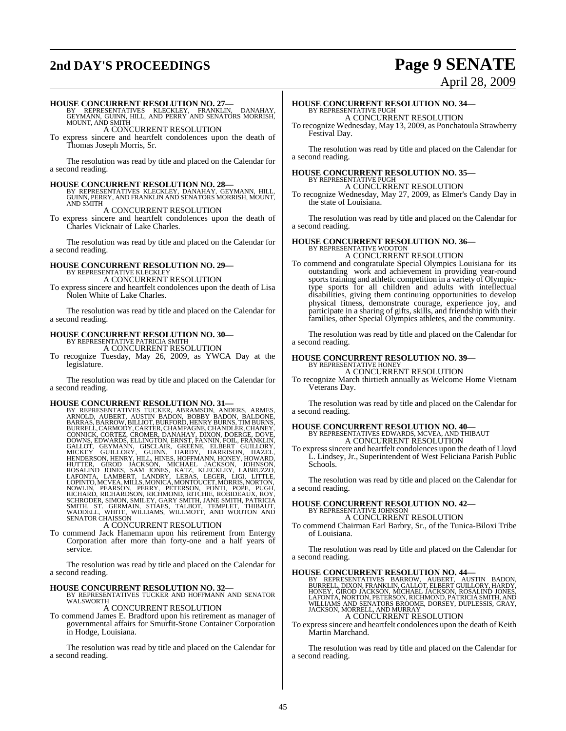**HOUSE CONCURRENT RESOLUTION NO. 27—**
BY REPRESENTATIVES KLECKLEY, FRANKLIN, DANAHAY, GEYMANN, GUINN, HILL, AND PERRY AND SENATORS MORRISH, MOUNT, AND SMITH

A CONCURRENT RESOLUTION

To express sincere and heartfelt condolences upon the death of Thomas Joseph Morris, Sr.

The resolution was read by title and placed on the Calendar for a second reading.

**HOUSE CONCURRENT RESOLUTION NO. 28—**
BY REPRESENTATIVES KLECKLEY, DANAHAY, GEYMANN, HILL, GUINN, PERRY, AND FRANKLIN AND SENATORS MORRISH, MOUNT, AND SMITH

A CONCURRENT RESOLUTION

To express sincere and heartfelt condolences upon the death of Charles Vicknair of Lake Charles.

The resolution was read by title and placed on the Calendar for a second reading.

**HOUSE CONCURRENT RESOLUTION NO. 29—**
BY REPRESENTATIVE KLECKLEY

A CONCURRENT RESOLUTION

To express sincere and heartfelt condolences upon the death of Lisa Nolen White of Lake Charles.

The resolution was read by title and placed on the Calendar for a second reading.

**HOUSE CONCURRENT RESOLUTION NO. 30—**
BY REPRESENTATIVE PATRICIA SMITH

A CONCURRENT RESOLUTION

To recognize Tuesday, May 26, 2009, as YWCA Day at the legislature.

The resolution was read by title and placed on the Calendar for a second reading.

**HOUSE CONCURRENT RESOLUTION NO. 31—**
BY REPRESENTATIVES TUCKER, ABRAMSON, ANDERS, ARMES, ARNOLD, AUBERT, AUSTIN BADON, BOBBY BADON, BALDONE, BARRAS, BARROW, BILLIOT, BURFORD, HENRY BURNS, TIM BURNS, BURRELL, CARMODY, CARTER, CHAMPAGNE, CHANDLER, CHANEY, CONNICK, CORTEZ, CROMER, DANAHAY, DIXON, DOERGE, DOVE, DOWNS, EDWARDS, ELLINGTON, ERNST, FANNIN, FOIL, FRANKLIN, GALLOT, GEYMANN, GISCLAIR, GREENE, ELBERT GUILLORY, MICKEY GUILLORY, GUINN, HARDY, HARRISON, HAZEL, HENDERSON, HENRY, HILL, HINES, HOFFMANN, HONEY, HOWARD, HUTTER, GIROD JACKSON, MICHAEL JACKSON, JOHNSON, ROSALIND JONES, SAM JONES, KATZ, KLECKLEY, LABRUZZO, LAFONTA, LAMBERT, LANDRY, LEBAS, LEGER, LIGI, LITTLE, LOPINTO, MCVEA, MILLS, MONICA, MONTOUCET, MORRIS, NORTON, NOWLIN, PEARSON, PERRY, PETERSON, PONTI, POPE, PUGH, RICHARD, RICHARDSON, RICHMOND, RITCHIE, ROBIDEAUX, ROY, SCHRODER, SIMON, SMILEY, GARY SMITH, JANE SMITH, PATRICIA SMITH, ST. GERMAIN, STIAES, TALBOT, TEMPLET, THIBAUT, WADDELL, WHITE, WILLIAMS, WILLMOTT, AND WOOTON AND SENATOR CHAISSON

A CONCURRENT RESOLUTION

To commend Jack Hanemann upon his retirement from Entergy Corporation after more than forty-one and a half years of service.

The resolution was read by title and placed on the Calendar for a second reading.

**HOUSE CONCURRENT RESOLUTION NO. 32—**
BY REPRESENTATIVES TUCKER AND HOFFMANN AND SENATOR WALSWORTH

A CONCURRENT RESOLUTION

To commend James E. Bradford upon his retirement as manager of governmental affairs for Smurfit-Stone Container Corporation in Hodge, Louisiana.

The resolution was read by title and placed on the Calendar for a second reading.

**HOUSE CONCURRENT RESOLUTION NO. 34—**
BY REPRESENTATIVE PUGH

A CONCURRENT RESOLUTION

To recognize Wednesday, May 13, 2009, as Ponchatoula Strawberry Festival Day.

The resolution was read by title and placed on the Calendar for a second reading.

**HOUSE CONCURRENT RESOLUTION NO. 35—**
BY REPRESENTATIVE PUGH

A CONCURRENT RESOLUTION

To recognize Wednesday, May 27, 2009, as Elmer's Candy Day in the state of Louisiana.

The resolution was read by title and placed on the Calendar for a second reading.

**HOUSE CONCURRENT RESOLUTION NO. 36—**
BY REPRESENTATIVE WOOTON

A CONCURRENT RESOLUTION

To commend and congratulate Special Olympics Louisiana for its outstanding work and achievement in providing year-round sports training and athletic competition in a variety of Olympic-type sports for all children and adults with intellectual disabilities, giving them continuing opportunities to develop physical fitness, demonstrate courage, experience joy, and participate in a sharing of gifts, skills, and friendship with their families, other Special Olympics athletes, and the community.

The resolution was read by title and placed on the Calendar for a second reading.

**HOUSE CONCURRENT RESOLUTION NO. 39—**
BY REPRESENTATIVE HONEY

A CONCURRENT RESOLUTION

To recognize March thirtieth annually as Welcome Home Vietnam Veterans Day.

The resolution was read by title and placed on the Calendar for a second reading.

**HOUSE CONCURRENT RESOLUTION NO. 40—**
BY REPRESENTATIVES EDWARDS, MCVEA, AND THIBAUT

A CONCURRENT RESOLUTION

To express sincere and heartfelt condolences upon the death of Lloyd L. Lindsey, Jr., Superintendent of West Feliciana Parish Public Schools.

The resolution was read by title and placed on the Calendar for a second reading.

**HOUSE CONCURRENT RESOLUTION NO. 42—**
BY REPRESENTATIVE JOHNSON

A CONCURRENT RESOLUTION

To commend Chairman Earl Barbry, Sr., of the Tunica-Biloxi Tribe of Louisiana.

The resolution was read by title and placed on the Calendar for a second reading.

**HOUSE CONCURRENT RESOLUTION NO. 44—**
BY REPRESENTATIVES BARROW, AUBERT, AUSTIN BADON, BURRELL, DIXON, FRANKLIN, GALLOT, ELBERT GUILLORY, HARDY, HONEY, GIROD JACKSON, MICHAEL JACKSON, ROSALIND JONES, LAFONTA, NORTON, PETERSON, RICHMOND, PATRICIA SMITH, AND WILLIAMS AND SENATORS BROOME, DORSEY, DUPLESSIS, GRAY, JACKSON, MORRELL, AND MURRAY

A CONCURRENT RESOLUTION

To express sincere and heartfelt condolences upon the death of Keith Martin Marchand.

The resolution was read by title and placed on the Calendar for a second reading.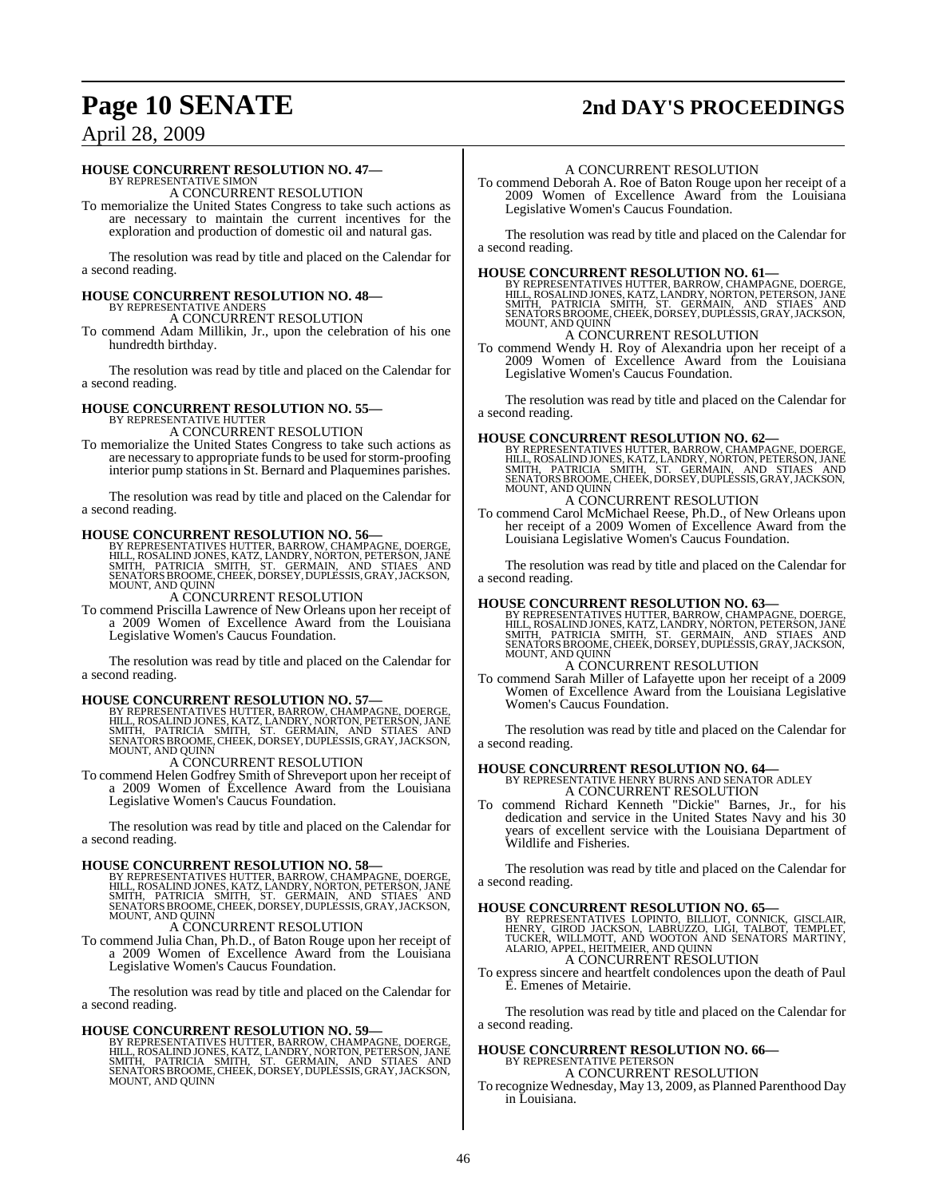**HOUSE CONCURRENT RESOLUTION NO. 47—**
BY REPRESENTATIVE SIMON

A CONCURRENT RESOLUTION

To memorialize the United States Congress to take such actions as are necessary to maintain the current incentives for the exploration and production of domestic oil and natural gas.

The resolution was read by title and placed on the Calendar for a second reading.

**HOUSE CONCURRENT RESOLUTION NO. 48—**
BY REPRESENTATIVE ANDERS

A CONCURRENT RESOLUTION

To commend Adam Millikin, Jr., upon the celebration of his one hundredth birthday.

The resolution was read by title and placed on the Calendar for a second reading.

**HOUSE CONCURRENT RESOLUTION NO. 55—**
BY REPRESENTATIVE HUTTER

A CONCURRENT RESOLUTION

To memorialize the United States Congress to take such actions as are necessary to appropriate funds to be used for storm-proofing interior pump stations in St. Bernard and Plaquemines parishes.

The resolution was read by title and placed on the Calendar for a second reading.

**HOUSE CONCURRENT RESOLUTION NO. 56—**
BY REPRESENTATIVES HUTTER, BARROW, CHAMPAGNE, DOERGE, HILL, ROSALIND JONES, KATZ, LANDRY, NORTON, PETERSON, JANE SMITH, PATRICIA SMITH, ST. GERMAIN, AND STIAES AND SENATORS BROOME, CHEEK, DORSEY, DUPLESSIS, GRAY, JACKSON, MOUNT, AND QUINN

A CONCURRENT RESOLUTION

To commend Priscilla Lawrence of New Orleans upon her receipt of a 2009 Women of Excellence Award from the Louisiana Legislative Women's Caucus Foundation.

The resolution was read by title and placed on the Calendar for a second reading.

**HOUSE CONCURRENT RESOLUTION NO. 57—**
BY REPRESENTATIVES HUTTER, BARROW, CHAMPAGNE, DOERGE, HILL, ROSALIND JONES, KATZ, LANDRY, NORTON, PETERSON, JANE SMITH, PATRICIA SMITH, ST. GERMAIN, AND STIAES AND SENATORS BROOME, CHEEK, DORSEY, DUPLESSIS, GRAY, JACKSON, MOUNT, AND QUINN

A CONCURRENT RESOLUTION

To commend Helen Godfrey Smith of Shreveport upon her receipt of a 2009 Women of Excellence Award from the Louisiana Legislative Women's Caucus Foundation.

The resolution was read by title and placed on the Calendar for a second reading.

**HOUSE CONCURRENT RESOLUTION NO. 58—**
BY REPRESENTATIVES HUTTER, BARROW, CHAMPAGNE, DOERGE, HILL, ROSALIND JONES, KATZ, LANDRY, NORTON, PETERSON, JANE SMITH, PATRICIA SMITH, ST. GERMAIN, AND STIAES AND SENATORS BROOME, CHEEK, DORSEY, DUPLESSIS, GRAY, JACKSON, MOUNT, AND QUINN

A CONCURRENT RESOLUTION

To commend Julia Chan, Ph.D., of Baton Rouge upon her receipt of a 2009 Women of Excellence Award from the Louisiana Legislative Women's Caucus Foundation.

The resolution was read by title and placed on the Calendar for a second reading.

**HOUSE CONCURRENT RESOLUTION NO. 59—**
BY REPRESENTATIVES HUTTER, BARROW, CHAMPAGNE, DOERGE, HILL, ROSALIND JONES, KATZ, LANDRY, NORTON, PETERSON, JANE SMITH, PATRICIA SMITH, ST. GERMAIN, AND STIAES AND SENATORS BROOME, CHEEK, DORSEY, DUPLESSIS, GRAY, JACKSON, MOUNT, AND QUINN

A CONCURRENT RESOLUTION

To commend Deborah A. Roe of Baton Rouge upon her receipt of a 2009 Women of Excellence Award from the Louisiana Legislative Women's Caucus Foundation.

The resolution was read by title and placed on the Calendar for a second reading.

**HOUSE CONCURRENT RESOLUTION NO. 61—**
BY REPRESENTATIVES HUTTER, BARROW, CHAMPAGNE, DOERGE, HILL, ROSALIND JONES, KATZ, LANDRY, NORTON, PETERSON, JANE SMITH, PATRICIA SMITH, ST. GERMAIN, AND STIAES AND SENATORS BROOME, CHEEK, DORSEY, DUPLESSIS, GRAY, JACKSON, MOUNT, AND QUINN

A CONCURRENT RESOLUTION

To commend Wendy H. Roy of Alexandria upon her receipt of a 2009 Women of Excellence Award from the Louisiana Legislative Women's Caucus Foundation.

The resolution was read by title and placed on the Calendar for a second reading.

**HOUSE CONCURRENT RESOLUTION NO. 62—**
BY REPRESENTATIVES HUTTER, BARROW, CHAMPAGNE, DOERGE, HILL, ROSALIND JONES, KATZ, LANDRY, NORTON, PETERSON, JANE SMITH, PATRICIA SMITH, ST. GERMAIN, AND STIAES AND SENATORS BROOME, CHEEK, DORSEY, DUPLESSIS, GRAY, JACKSON, MOUNT, AND QUINN

A CONCURRENT RESOLUTION

To commend Carol McMichael Reese, Ph.D., of New Orleans upon her receipt of a 2009 Women of Excellence Award from the Louisiana Legislative Women's Caucus Foundation.

The resolution was read by title and placed on the Calendar for a second reading.

**HOUSE CONCURRENT RESOLUTION NO. 63—**
BY REPRESENTATIVES HUTTER, BARROW, CHAMPAGNE, DOERGE, HILL, ROSALIND JONES, KATZ, LANDRY, NORTON, PETERSON, JANE SMITH, PATRICIA SMITH, ST. GERMAIN, AND STIAES AND SENATORS BROOME, CHEEK, DORSEY, DUPLESSIS, GRAY, JACKSON, MOUNT, AND QUINN

A CONCURRENT RESOLUTION

To commend Sarah Miller of Lafayette upon her receipt of a 2009 Women of Excellence Award from the Louisiana Legislative Women's Caucus Foundation.

The resolution was read by title and placed on the Calendar for a second reading.

**HOUSE CONCURRENT RESOLUTION NO. 64—**
BY REPRESENTATIVE HENRY BURNS AND SENATOR ADLEY

A CONCURRENT RESOLUTION

To commend Richard Kenneth "Dickie" Barnes, Jr., for his dedication and service in the United States Navy and his 30 years of excellent service with the Louisiana Department of Wildlife and Fisheries.

The resolution was read by title and placed on the Calendar for a second reading.

**HOUSE CONCURRENT RESOLUTION NO. 65—**
BY REPRESENTATIVES LOPINTO, BILLIOT, CONNICK, GISCLAIR, HENRY, GIROD JACKSON, LABRUZZO, LIGI, TALBOT, TEMPLET, TUCKER, WILLMOTT, AND WOOTON AND SENATORS MARTINY, ALARIO, APPEL, HEITMEIER, AND QUINN

A CONCURRENT RESOLUTION

To express sincere and heartfelt condolences upon the death of Paul E. Emenes of Metairie.

The resolution was read by title and placed on the Calendar for a second reading.

**HOUSE CONCURRENT RESOLUTION NO. 66—**
BY REPRESENTATIVE PETERSON

A CONCURRENT RESOLUTION

To recognize Wednesday, May 13, 2009, as Planned Parenthood Day in Louisiana.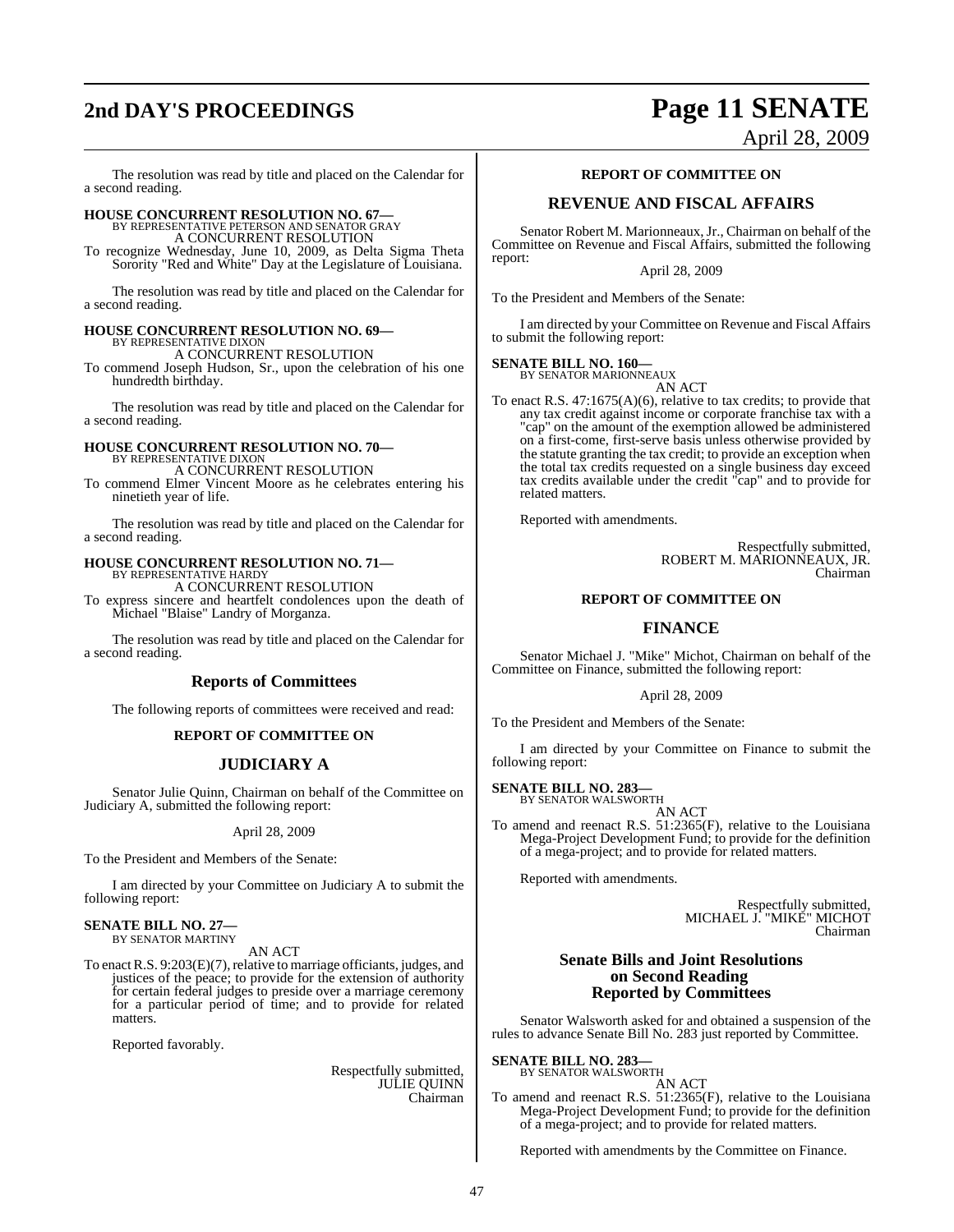The resolution was read by title and placed on the Calendar for a second reading.

**HOUSE CONCURRENT RESOLUTION NO. 67—**
BY REPRESENTATIVE PETERSON AND SENATOR GRAY
A CONCURRENT RESOLUTION

To recognize Wednesday, June 10, 2009, as Delta Sigma Theta Sorority "Red and White" Day at the Legislature of Louisiana.

The resolution was read by title and placed on the Calendar for a second reading.

**HOUSE CONCURRENT RESOLUTION NO. 69—**
BY REPRESENTATIVE DIXON
A CONCURRENT RESOLUTION

To commend Joseph Hudson, Sr., upon the celebration of his one hundredth birthday.

The resolution was read by title and placed on the Calendar for a second reading.

**HOUSE CONCURRENT RESOLUTION NO. 70—**
BY REPRESENTATIVE DIXON
A CONCURRENT RESOLUTION

To commend Elmer Vincent Moore as he celebrates entering his ninetieth year of life.

The resolution was read by title and placed on the Calendar for a second reading.

**HOUSE CONCURRENT RESOLUTION NO. 71—**
BY REPRESENTATIVE HARDY
A CONCURRENT RESOLUTION

To express sincere and heartfelt condolences upon the death of Michael "Blaise" Landry of Morganza.

The resolution was read by title and placed on the Calendar for a second reading.

## Reports of Committees

The following reports of committees were received and read:

**REPORT OF COMMITTEE ON**

## JUDICIARY A

Senator Julie Quinn, Chairman on behalf of the Committee on Judiciary A, submitted the following report:

April 28, 2009

To the President and Members of the Senate:

I am directed by your Committee on Judiciary A to submit the following report:

**SENATE BILL NO. 27—**
BY SENATOR MARTINY
AN ACT

To enact R.S. 9:203(E)(7), relative to marriage officiants, judges, and justices of the peace; to provide for the extension of authority for certain federal judges to preside over a marriage ceremony for a particular period of time; and to provide for related matters.

Reported favorably.

Respectfully submitted,
JULIE QUINN
Chairman

**REPORT OF COMMITTEE ON**

## REVENUE AND FISCAL AFFAIRS

Senator Robert M. Marionneaux, Jr., Chairman on behalf of the Committee on Revenue and Fiscal Affairs, submitted the following report:

April 28, 2009

To the President and Members of the Senate:

I am directed by your Committee on Revenue and Fiscal Affairs to submit the following report:

**SENATE BILL NO. 160—**
BY SENATOR MARIONNEAUX
AN ACT

To enact R.S. 47:1675(A)(6), relative to tax credits; to provide that any tax credit against income or corporate franchise tax with a "cap" on the amount of the exemption allowed be administered on a first-come, first-serve basis unless otherwise provided by the statute granting the tax credit; to provide an exception when the total tax credits requested on a single business day exceed tax credits available under the credit "cap" and to provide for related matters.

Reported with amendments.

Respectfully submitted,
ROBERT M. MARIONNEAUX, JR.
Chairman

**REPORT OF COMMITTEE ON**

## FINANCE

Senator Michael J. "Mike" Michot, Chairman on behalf of the Committee on Finance, submitted the following report:

April 28, 2009

To the President and Members of the Senate:

I am directed by your Committee on Finance to submit the following report:

**SENATE BILL NO. 283—**
BY SENATOR WALSWORTH
AN ACT

To amend and reenact R.S. 51:2365(F), relative to the Louisiana Mega-Project Development Fund; to provide for the definition of a mega-project; and to provide for related matters.

Reported with amendments.

Respectfully submitted,
MICHAEL J. "MIKE" MICHOT
Chairman

## Senate Bills and Joint Resolutions on Second Reading Reported by Committees

Senator Walsworth asked for and obtained a suspension of the rules to advance Senate Bill No. 283 just reported by Committee.

**SENATE BILL NO. 283—**
BY SENATOR WALSWORTH
AN ACT

To amend and reenact R.S. 51:2365(F), relative to the Louisiana Mega-Project Development Fund; to provide for the definition of a mega-project; and to provide for related matters.

Reported with amendments by the Committee on Finance.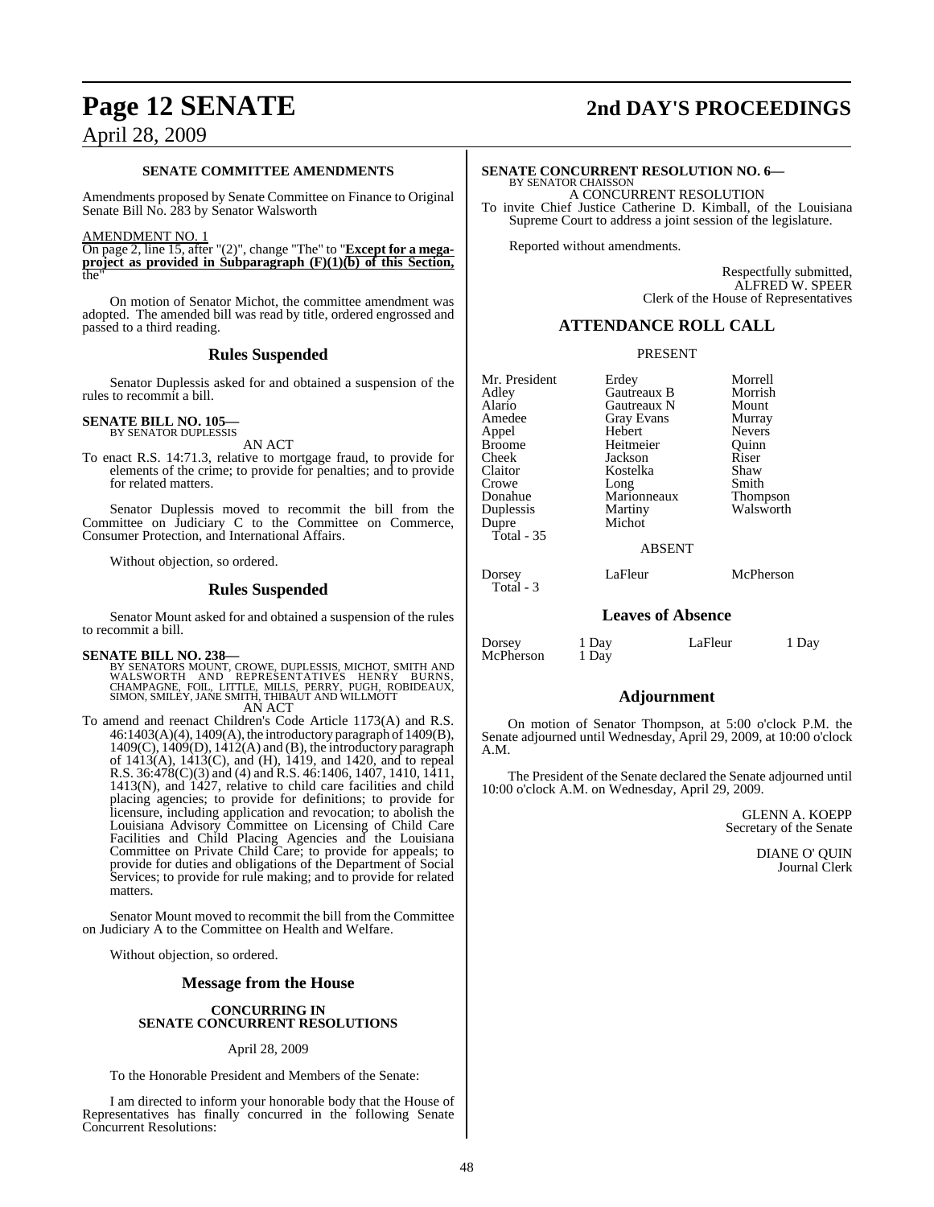### SENATE COMMITTEE AMENDMENTS

Amendments proposed by Senate Committee on Finance to Original Senate Bill No. 283 by Senator Walsworth

AMENDMENT NO. 1

On page 2, line 15, after "(2)", change "The" to "**Except for a mega-project as provided in Subparagraph (F)(1)(b) of this Section,** the"

On motion of Senator Michot, the committee amendment was adopted. The amended bill was read by title, ordered engrossed and passed to a third reading.

## Rules Suspended

Senator Duplessis asked for and obtained a suspension of the rules to recommit a bill.

**SENATE BILL NO. 105—**
BY SENATOR DUPLESSIS

AN ACT

To enact R.S. 14:71.3, relative to mortgage fraud, to provide for elements of the crime; to provide for penalties; and to provide for related matters.

Senator Duplessis moved to recommit the bill from the Committee on Judiciary C to the Committee on Commerce, Consumer Protection, and International Affairs.

Without objection, so ordered.

## Rules Suspended

Senator Mount asked for and obtained a suspension of the rules to recommit a bill.

**SENATE BILL NO. 238—**
BY SENATORS MOUNT, CROWE, DUPLESSIS, MICHOT, SMITH AND WALSWORTH AND REPRESENTATIVES HENRY BURNS, CHAMPAGNE, FOIL, LITTLE, MILLS, PERRY, PUGH, ROBIDEAUX, SIMON, SMILEY, JANE SMITH, THIBAUT AND WILLMOTT

AN ACT

To amend and reenact Children's Code Article 1173(A) and R.S. 46:1403(A)(4), 1409(A), the introductory paragraph of 1409(B), 1409(C), 1409(D), 1412(A) and (B), the introductory paragraph of 1413(A), 1413(C), and (H), 1419, and 1420, and to repeal R.S. 36:478(C)(3) and (4) and R.S. 46:1406, 1407, 1410, 1411, 1413(N), and 1427, relative to child care facilities and child placing agencies; to provide for definitions; to provide for licensure, including application and revocation; to abolish the Louisiana Advisory Committee on Licensing of Child Care Facilities and Child Placing Agencies and the Louisiana Committee on Private Child Care; to provide for appeals; to provide for duties and obligations of the Department of Social Services; to provide for rule making; and to provide for related matters.

Senator Mount moved to recommit the bill from the Committee on Judiciary A to the Committee on Health and Welfare.

Without objection, so ordered.

## Message from the House

### CONCURRING IN SENATE CONCURRENT RESOLUTIONS

April 28, 2009

To the Honorable President and Members of the Senate:

I am directed to inform your honorable body that the House of Representatives has finally concurred in the following Senate Concurrent Resolutions:

**SENATE CONCURRENT RESOLUTION NO. 6—**
BY SENATOR CHAISSON

A CONCURRENT RESOLUTION

To invite Chief Justice Catherine D. Kimball, of the Louisiana Supreme Court to address a joint session of the legislature.

Reported without amendments.

Respectfully submitted,
ALFRED W. SPEER
Clerk of the House of Representatives

## ATTENDANCE ROLL CALL

PRESENT

| | | |
|---|---|---|
| Mr. President | Erdey | Morrell |
| Adley | Gautreaux B | Morrish |
| Alario | Gautreaux N | Mount |
| Amedee | Gray Evans | Murray |
| Appel | Hebert | Nevers |
| Broome | Heitmeier | Quinn |
| Cheek | Jackson | Riser |
| Claitor | Kostelka | Shaw |
| Crowe | Long | Smith |
| Donahue | Marionneaux | Thompson |
| Duplessis | Martiny | Walsworth |
| Dupre | Michot | |
| Total - 35 | | |

ABSENT

| | | |
|---|---|---|
| Dorsey | LaFleur | McPherson |
| Total - 3 | | |

## Leaves of Absence

| | | | |
|---|---|---|---|
| Dorsey | 1 Day | LaFleur | 1 Day |
| McPherson | 1 Day | | |

## Adjournment

On motion of Senator Thompson, at 5:00 o'clock P.M. the Senate adjourned until Wednesday, April 29, 2009, at 10:00 o'clock A.M.

The President of the Senate declared the Senate adjourned until 10:00 o'clock A.M. on Wednesday, April 29, 2009.

GLENN A. KOEPP
Secretary of the Senate

DIANE O' QUIN
Journal Clerk